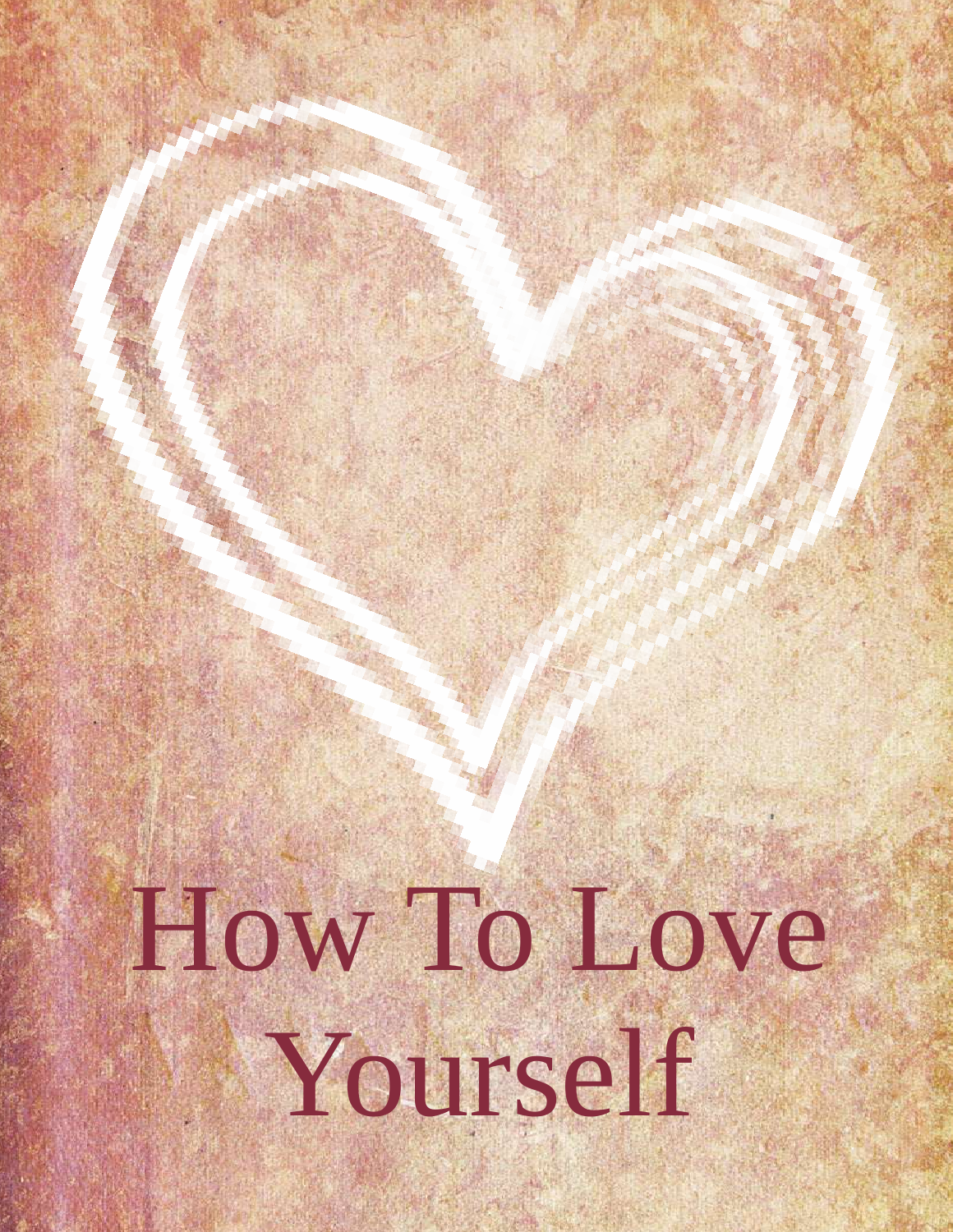# How To Love Yourself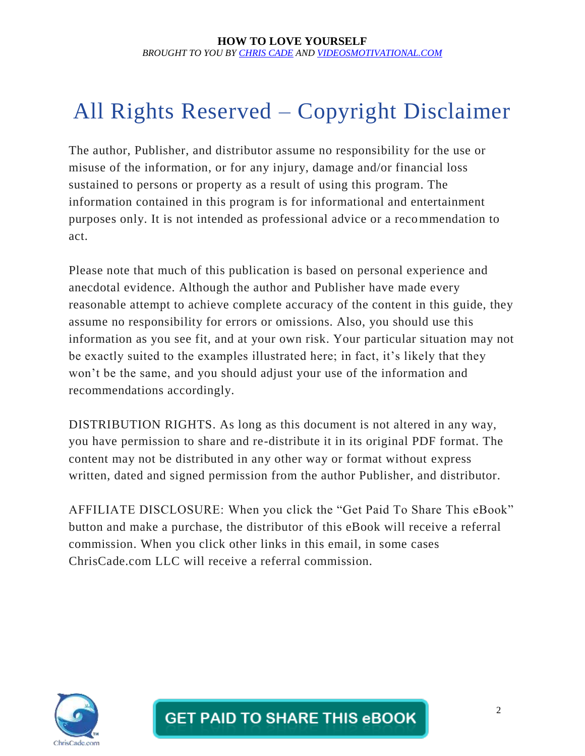# All Rights Reserved – Copyright Disclaimer

The author, Publisher, and distributor assume no responsibility for the use or misuse of the information, or for any injury, damage and/or financial loss sustained to persons or property as a result of using this program. The information contained in this program is for informational and entertainment purposes only. It is not intended as professional advice or a recommendation to act.

Please note that much of this publication is based on personal experience and anecdotal evidence. Although the author and Publisher have made every reasonable attempt to achieve complete accuracy of the content in this guide, they assume no responsibility for errors or omissions. Also, you should use this information as you see fit, and at your own risk. Your particular situation may not be exactly suited to the examples illustrated here; in fact, it's likely that they won't be the same, and you should adjust your use of the information and recommendations accordingly.

DISTRIBUTION RIGHTS. As long as this document is not altered in any way, you have permission to share and re-distribute it in its original PDF format. The content may not be distributed in any other way or format without express written, dated and signed permission from the author Publisher, and distributor.

AFFILIATE DISCLOSURE: When you click the "Get Paid To Share This eBook" button and make a purchase, the distributor of this eBook will receive a referral commission. When you click other links in this email, in some cases ChrisCade.com LLC will receive a referral commission.

GET PAID TO SHARE THIS eBOOK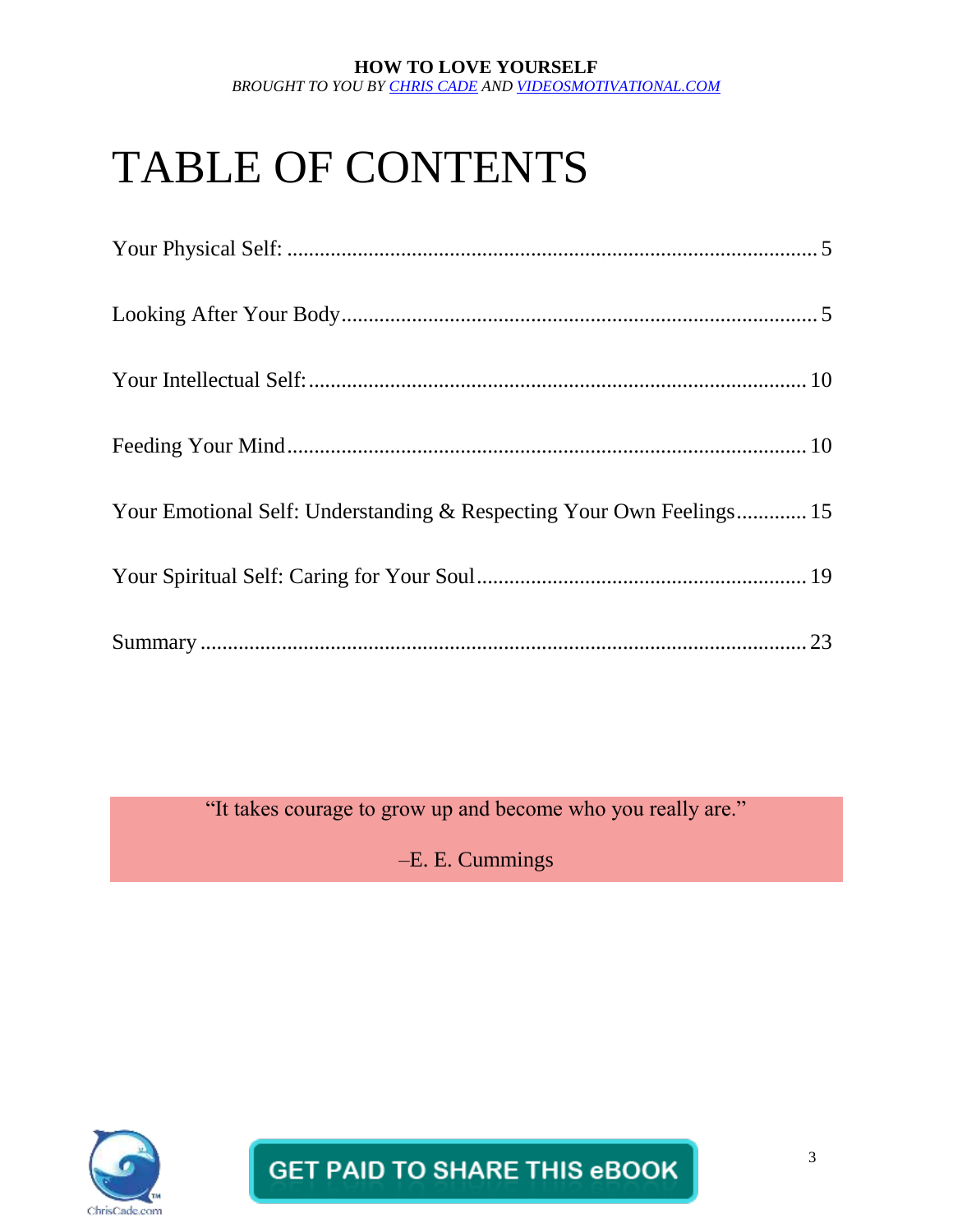# TABLE OF CONTENTS

Your Physical Self: .................................................................................................. 5

Looking After Your Body........................................................................................ 5

Your Intellectual Self:............................................................................................ 10

Feeding Your Mind................................................................................................ 10

Your Emotional Self: Understanding & Respecting Your Own Feelings............. 15

Your Spiritual Self: Caring for Your Soul............................................................. 19

Summary ................................................................................................................ 23

"It takes courage to grow up and become who you really are."

–E. E. Cummings

GET PAID TO SHARE THIS eBOOK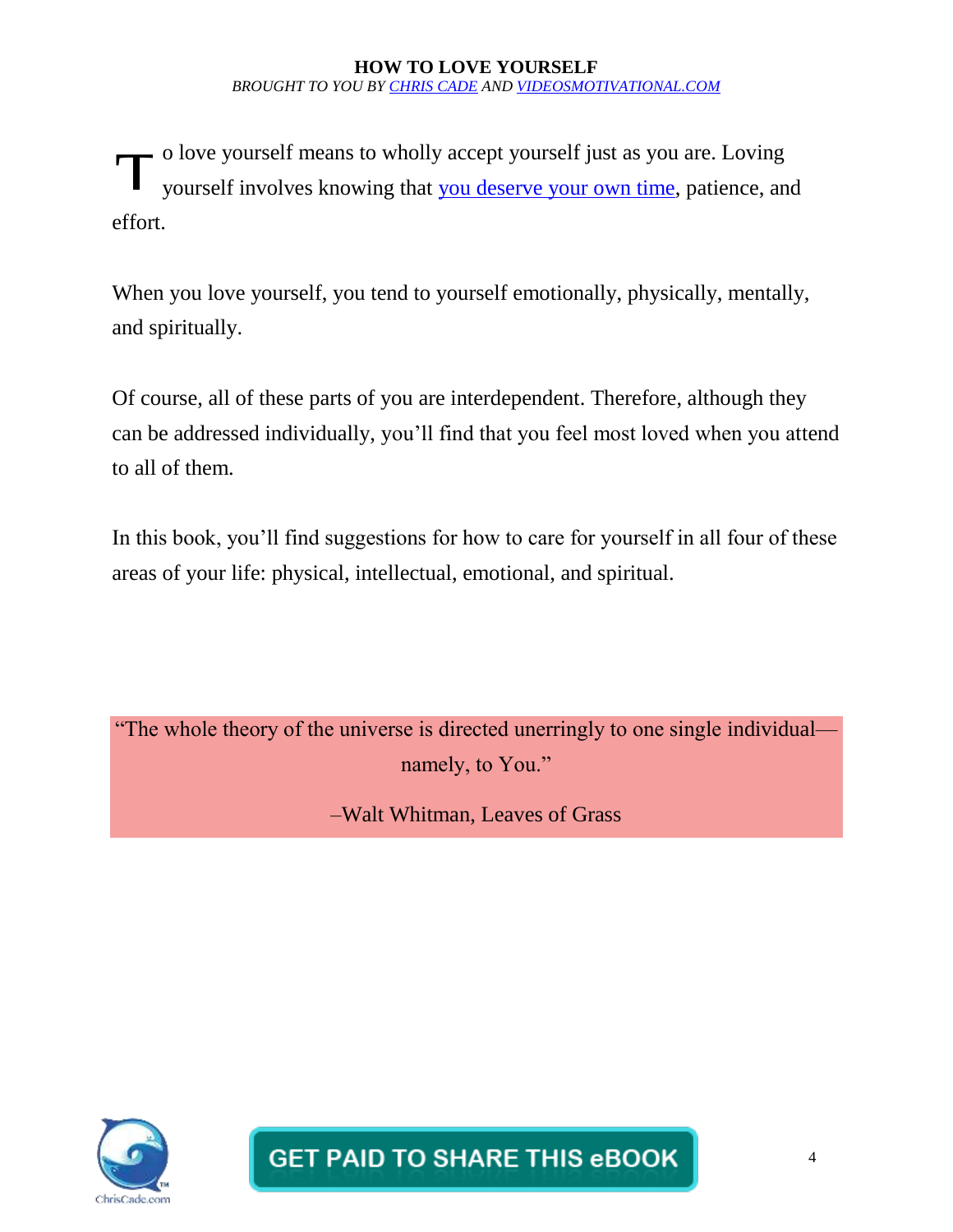To love yourself means to wholly accept yourself just as you are. Loving yourself involves knowing that you deserve your own time, patience, and effort.

When you love yourself, you tend to yourself emotionally, physically, mentally, and spiritually.

Of course, all of these parts of you are interdependent. Therefore, although they can be addressed individually, you'll find that you feel most loved when you attend to all of them.

In this book, you'll find suggestions for how to care for yourself in all four of these areas of your life: physical, intellectual, emotional, and spiritual.

> "The whole theory of the universe is directed unerringly to one single individual—namely, to You."
>
> –Walt Whitman, Leaves of Grass

GET PAID TO SHARE THIS eBOOK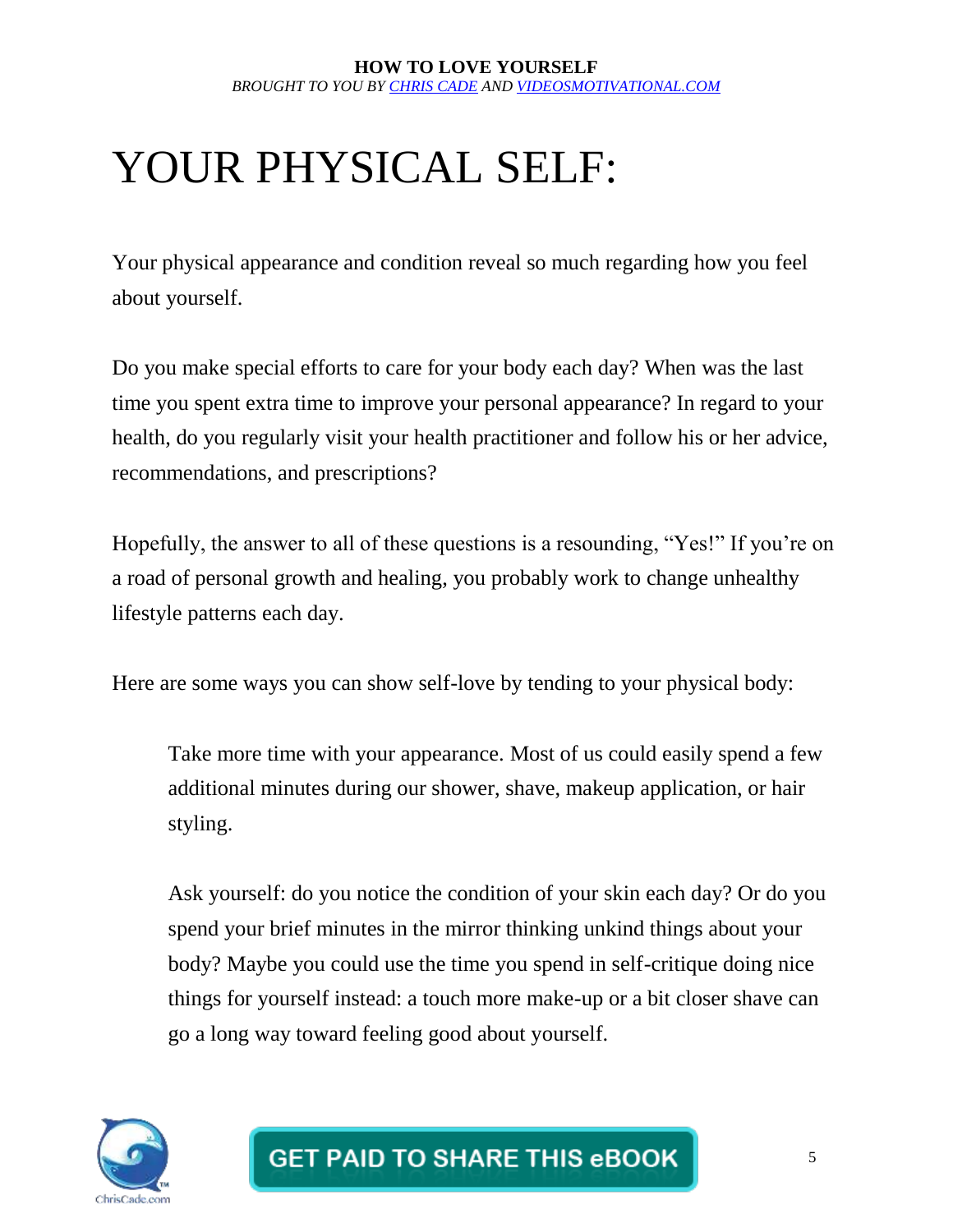# YOUR PHYSICAL SELF:

Your physical appearance and condition reveal so much regarding how you feel about yourself.

Do you make special efforts to care for your body each day? When was the last time you spent extra time to improve your personal appearance? In regard to your health, do you regularly visit your health practitioner and follow his or her advice, recommendations, and prescriptions?

Hopefully, the answer to all of these questions is a resounding, "Yes!" If you're on a road of personal growth and healing, you probably work to change unhealthy lifestyle patterns each day.

Here are some ways you can show self-love by tending to your physical body:

> Take more time with your appearance. Most of us could easily spend a few additional minutes during our shower, shave, makeup application, or hair styling.
>
> Ask yourself: do you notice the condition of your skin each day? Or do you spend your brief minutes in the mirror thinking unkind things about your body? Maybe you could use the time you spend in self-critique doing nice things for yourself instead: a touch more make-up or a bit closer shave can go a long way toward feeling good about yourself.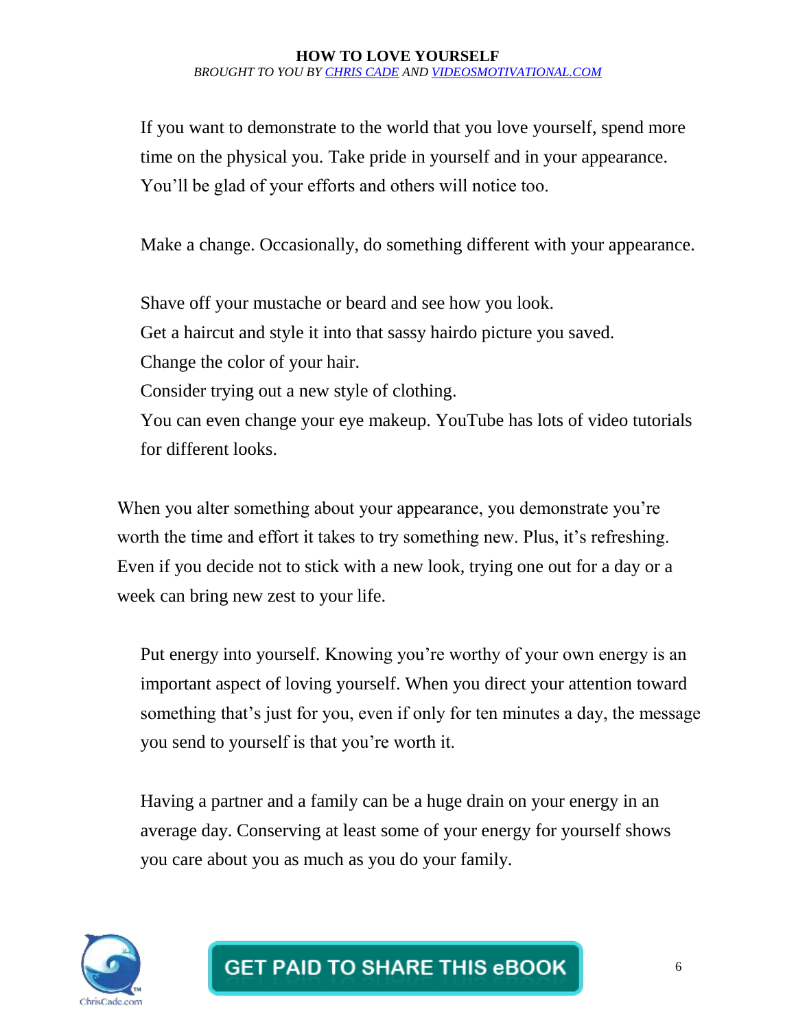If you want to demonstrate to the world that you love yourself, spend more time on the physical you. Take pride in yourself and in your appearance. You'll be glad of your efforts and others will notice too.

Make a change. Occasionally, do something different with your appearance.

Shave off your mustache or beard and see how you look.
Get a haircut and style it into that sassy hairdo picture you saved.
Change the color of your hair.
Consider trying out a new style of clothing.
You can even change your eye makeup. YouTube has lots of video tutorials for different looks.

When you alter something about your appearance, you demonstrate you're worth the time and effort it takes to try something new. Plus, it's refreshing. Even if you decide not to stick with a new look, trying one out for a day or a week can bring new zest to your life.

Put energy into yourself. Knowing you're worthy of your own energy is an important aspect of loving yourself. When you direct your attention toward something that's just for you, even if only for ten minutes a day, the message you send to yourself is that you're worth it.

Having a partner and a family can be a huge drain on your energy in an average day. Conserving at least some of your energy for yourself shows you care about you as much as you do your family.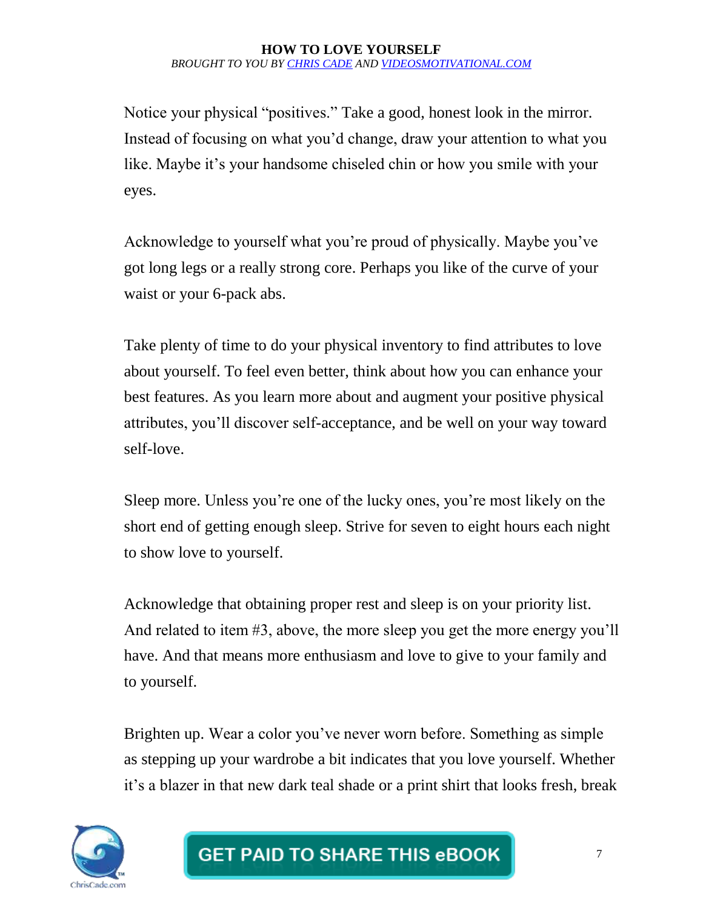Notice your physical "positives." Take a good, honest look in the mirror. Instead of focusing on what you'd change, draw your attention to what you like. Maybe it's your handsome chiseled chin or how you smile with your eyes.

Acknowledge to yourself what you're proud of physically. Maybe you've got long legs or a really strong core. Perhaps you like of the curve of your waist or your 6-pack abs.

Take plenty of time to do your physical inventory to find attributes to love about yourself. To feel even better, think about how you can enhance your best features. As you learn more about and augment your positive physical attributes, you'll discover self-acceptance, and be well on your way toward self-love.

Sleep more. Unless you're one of the lucky ones, you're most likely on the short end of getting enough sleep. Strive for seven to eight hours each night to show love to yourself.

Acknowledge that obtaining proper rest and sleep is on your priority list. And related to item #3, above, the more sleep you get the more energy you'll have. And that means more enthusiasm and love to give to your family and to yourself.

Brighten up. Wear a color you've never worn before. Something as simple as stepping up your wardrobe a bit indicates that you love yourself. Whether it's a blazer in that new dark teal shade or a print shirt that looks fresh, break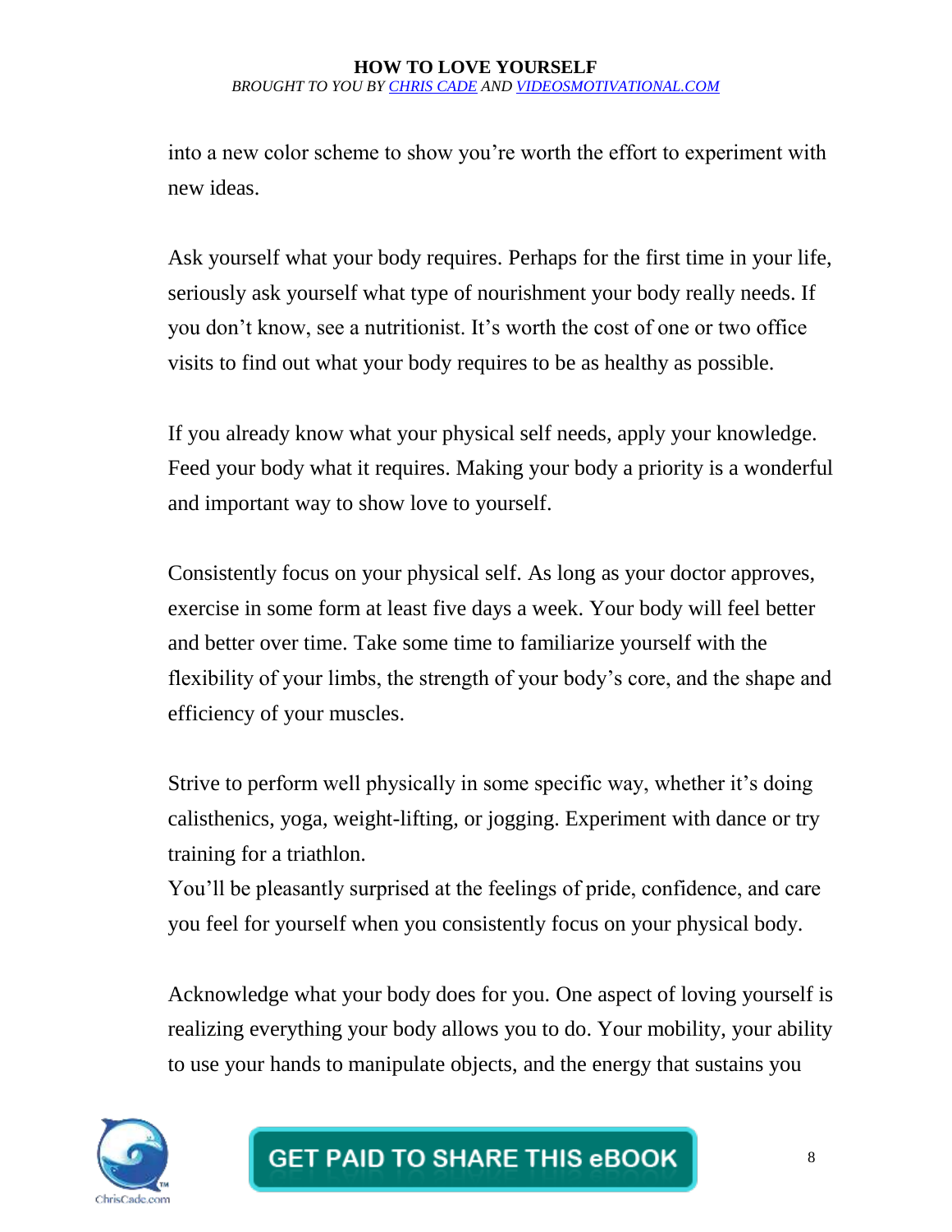into a new color scheme to show you're worth the effort to experiment with new ideas.

Ask yourself what your body requires. Perhaps for the first time in your life, seriously ask yourself what type of nourishment your body really needs. If you don't know, see a nutritionist. It's worth the cost of one or two office visits to find out what your body requires to be as healthy as possible.

If you already know what your physical self needs, apply your knowledge. Feed your body what it requires. Making your body a priority is a wonderful and important way to show love to yourself.

Consistently focus on your physical self. As long as your doctor approves, exercise in some form at least five days a week. Your body will feel better and better over time. Take some time to familiarize yourself with the flexibility of your limbs, the strength of your body's core, and the shape and efficiency of your muscles.

Strive to perform well physically in some specific way, whether it's doing calisthenics, yoga, weight-lifting, or jogging. Experiment with dance or try training for a triathlon.
You'll be pleasantly surprised at the feelings of pride, confidence, and care you feel for yourself when you consistently focus on your physical body.

Acknowledge what your body does for you. One aspect of loving yourself is realizing everything your body allows you to do. Your mobility, your ability to use your hands to manipulate objects, and the energy that sustains you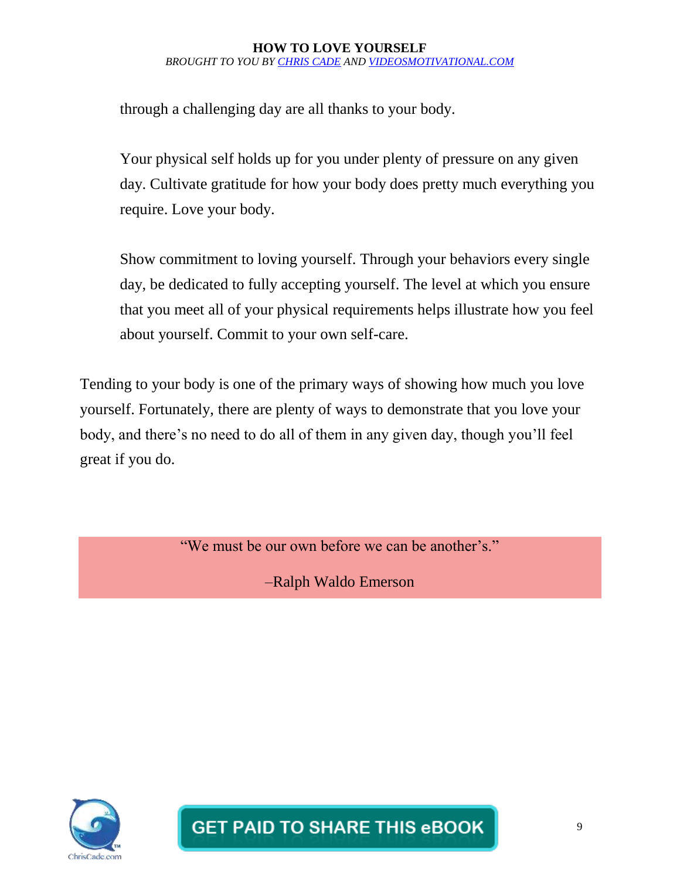through a challenging day are all thanks to your body.

Your physical self holds up for you under plenty of pressure on any given day. Cultivate gratitude for how your body does pretty much everything you require. Love your body.

Show commitment to loving yourself. Through your behaviors every single day, be dedicated to fully accepting yourself. The level at which you ensure that you meet all of your physical requirements helps illustrate how you feel about yourself. Commit to your own self-care.

Tending to your body is one of the primary ways of showing how much you love yourself. Fortunately, there are plenty of ways to demonstrate that you love your body, and there's no need to do all of them in any given day, though you'll feel great if you do.

> "We must be our own before we can be another's."
>
> –Ralph Waldo Emerson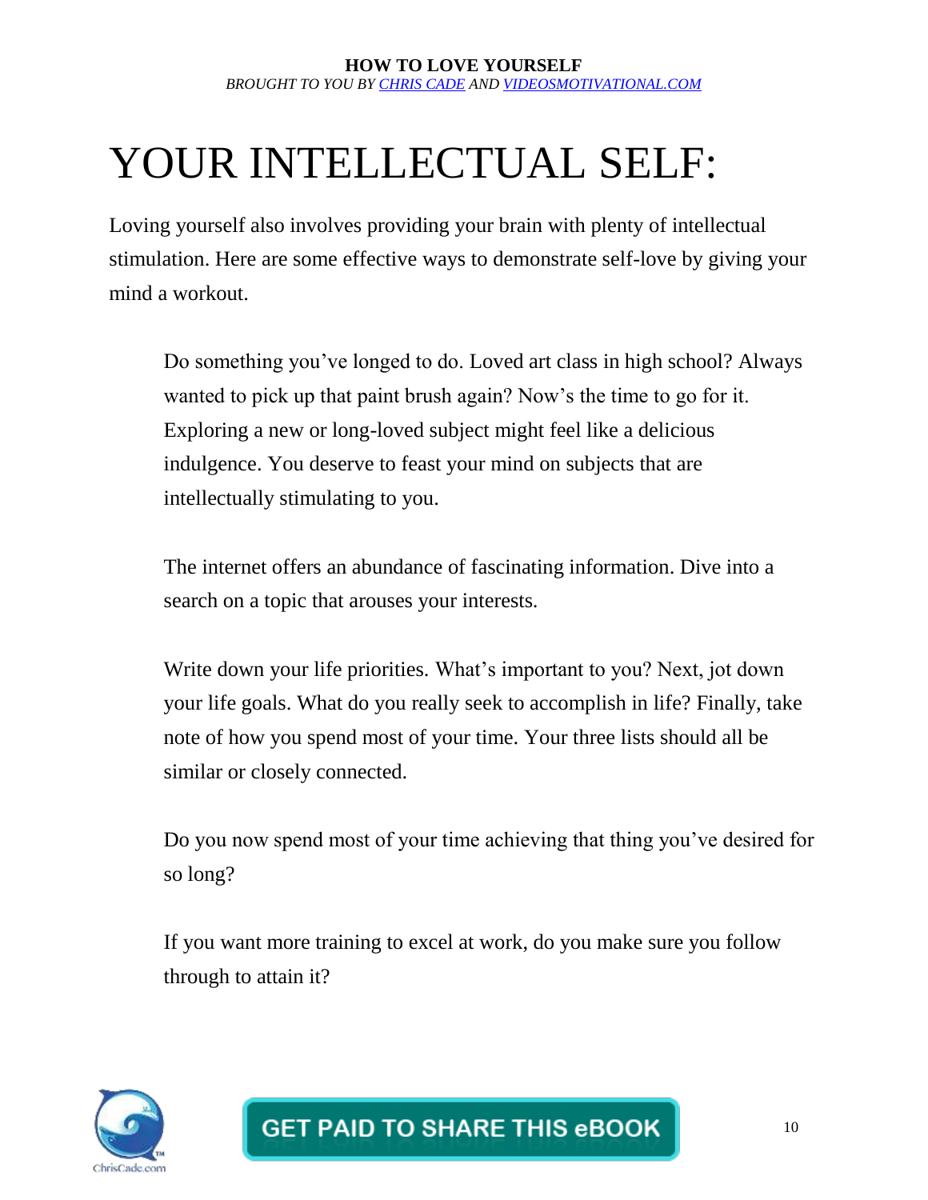# YOUR INTELLECTUAL SELF:

Loving yourself also involves providing your brain with plenty of intellectual stimulation. Here are some effective ways to demonstrate self-love by giving your mind a workout.

Do something you've longed to do. Loved art class in high school? Always wanted to pick up that paint brush again? Now's the time to go for it. Exploring a new or long-loved subject might feel like a delicious indulgence. You deserve to feast your mind on subjects that are intellectually stimulating to you.

The internet offers an abundance of fascinating information. Dive into a search on a topic that arouses your interests.

Write down your life priorities. What's important to you? Next, jot down your life goals. What do you really seek to accomplish in life? Finally, take note of how you spend most of your time. Your three lists should all be similar or closely connected.

Do you now spend most of your time achieving that thing you've desired for so long?

If you want more training to excel at work, do you make sure you follow through to attain it?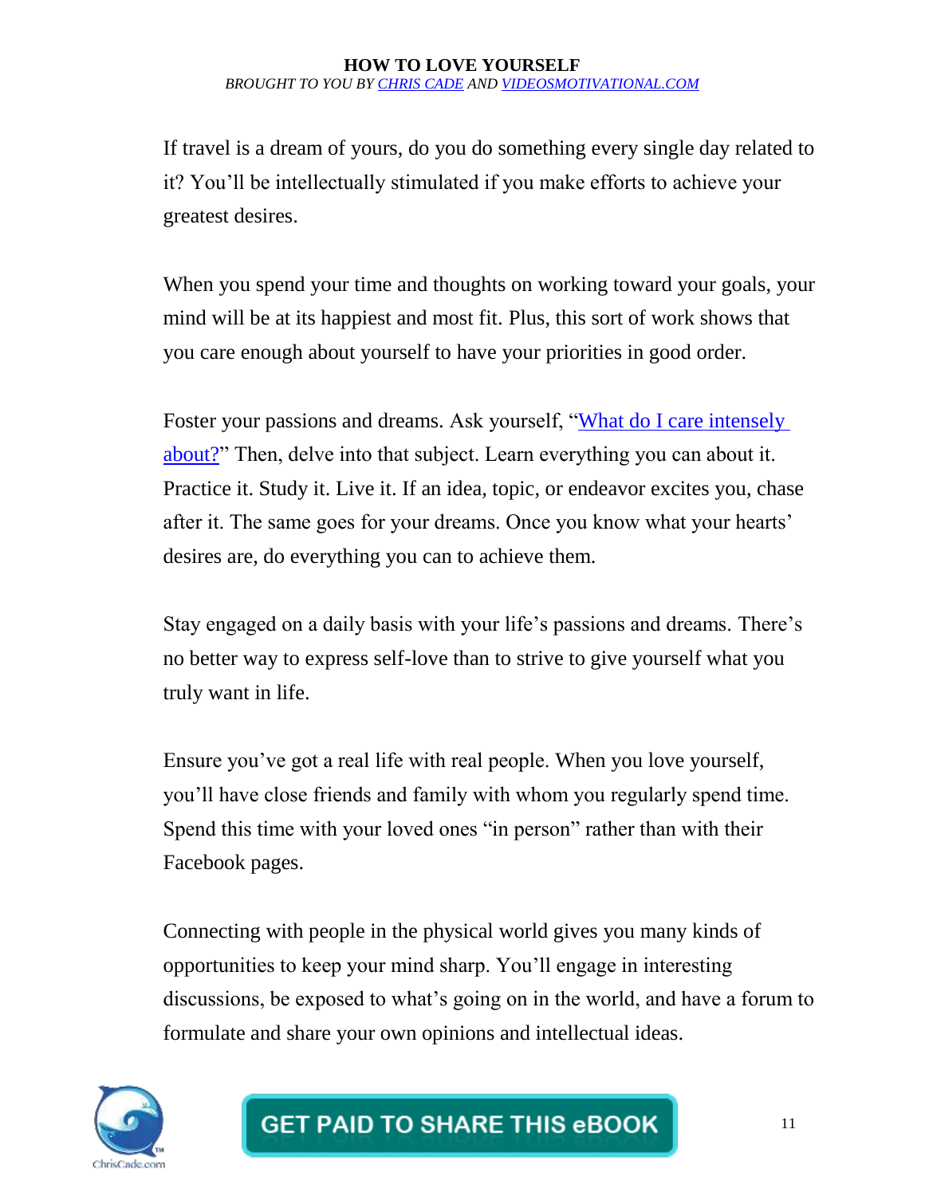If travel is a dream of yours, do you do something every single day related to it? You'll be intellectually stimulated if you make efforts to achieve your greatest desires.

When you spend your time and thoughts on working toward your goals, your mind will be at its happiest and most fit. Plus, this sort of work shows that you care enough about yourself to have your priorities in good order.

Foster your passions and dreams. Ask yourself, "What do I care intensely about?" Then, delve into that subject. Learn everything you can about it. Practice it. Study it. Live it. If an idea, topic, or endeavor excites you, chase after it. The same goes for your dreams. Once you know what your hearts' desires are, do everything you can to achieve them.

Stay engaged on a daily basis with your life's passions and dreams. There's no better way to express self-love than to strive to give yourself what you truly want in life.

Ensure you've got a real life with real people. When you love yourself, you'll have close friends and family with whom you regularly spend time. Spend this time with your loved ones "in person" rather than with their Facebook pages.

Connecting with people in the physical world gives you many kinds of opportunities to keep your mind sharp. You'll engage in interesting discussions, be exposed to what's going on in the world, and have a forum to formulate and share your own opinions and intellectual ideas.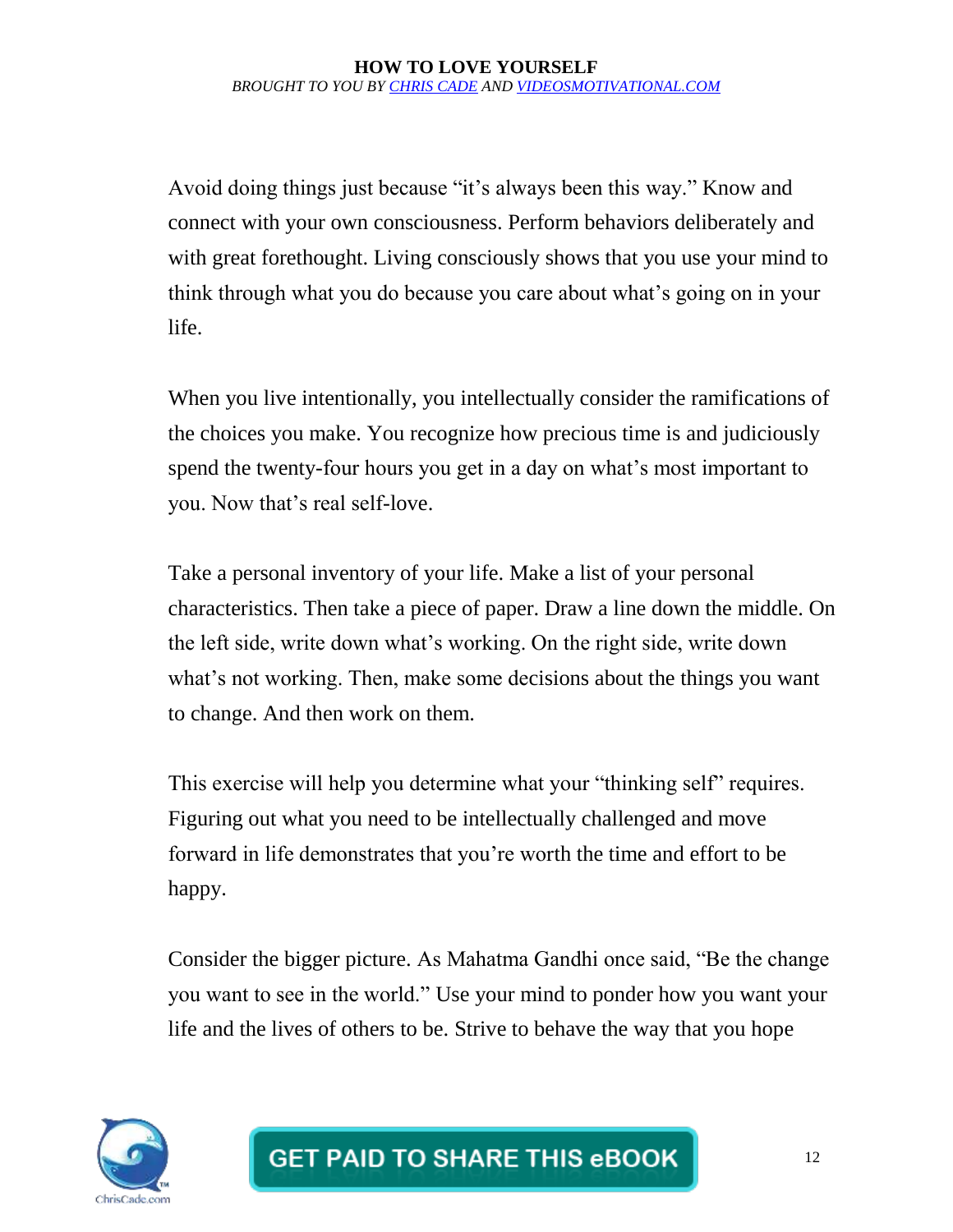Avoid doing things just because "it's always been this way." Know and connect with your own consciousness. Perform behaviors deliberately and with great forethought. Living consciously shows that you use your mind to think through what you do because you care about what's going on in your life.

When you live intentionally, you intellectually consider the ramifications of the choices you make. You recognize how precious time is and judiciously spend the twenty-four hours you get in a day on what's most important to you. Now that's real self-love.

Take a personal inventory of your life. Make a list of your personal characteristics. Then take a piece of paper. Draw a line down the middle. On the left side, write down what's working. On the right side, write down what's not working. Then, make some decisions about the things you want to change. And then work on them.

This exercise will help you determine what your "thinking self" requires. Figuring out what you need to be intellectually challenged and move forward in life demonstrates that you're worth the time and effort to be happy.

Consider the bigger picture. As Mahatma Gandhi once said, "Be the change you want to see in the world." Use your mind to ponder how you want your life and the lives of others to be. Strive to behave the way that you hope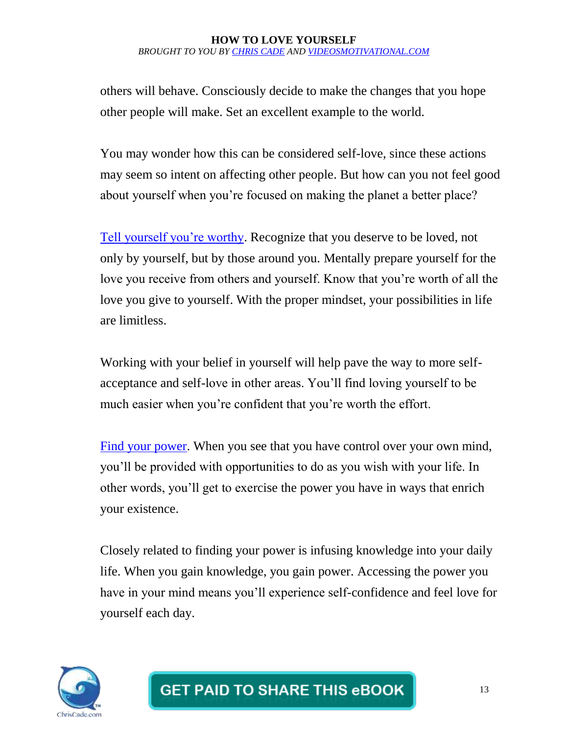others will behave. Consciously decide to make the changes that you hope other people will make. Set an excellent example to the world.

You may wonder how this can be considered self-love, since these actions may seem so intent on affecting other people. But how can you not feel good about yourself when you're focused on making the planet a better place?

Tell yourself you're worthy. Recognize that you deserve to be loved, not only by yourself, but by those around you. Mentally prepare yourself for the love you receive from others and yourself. Know that you're worth of all the love you give to yourself. With the proper mindset, your possibilities in life are limitless.

Working with your belief in yourself will help pave the way to more self-acceptance and self-love in other areas. You'll find loving yourself to be much easier when you're confident that you're worth the effort.

Find your power. When you see that you have control over your own mind, you'll be provided with opportunities to do as you wish with your life. In other words, you'll get to exercise the power you have in ways that enrich your existence.

Closely related to finding your power is infusing knowledge into your daily life. When you gain knowledge, you gain power. Accessing the power you have in your mind means you'll experience self-confidence and feel love for yourself each day.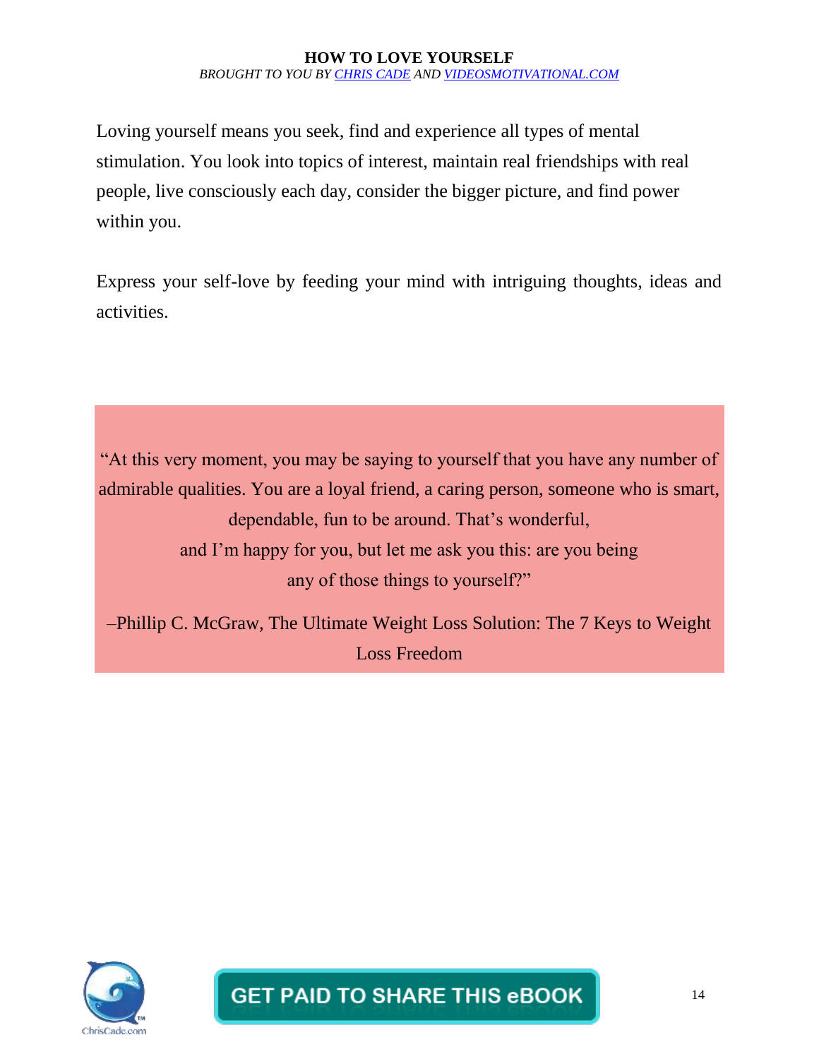Loving yourself means you seek, find and experience all types of mental stimulation. You look into topics of interest, maintain real friendships with real people, live consciously each day, consider the bigger picture, and find power within you.

Express your self-love by feeding your mind with intriguing thoughts, ideas and activities.

> "At this very moment, you may be saying to yourself that you have any number of admirable qualities. You are a loyal friend, a caring person, someone who is smart, dependable, fun to be around. That's wonderful, and I'm happy for you, but let me ask you this: are you being any of those things to yourself?"
>
> –Phillip C. McGraw, The Ultimate Weight Loss Solution: The 7 Keys to Weight Loss Freedom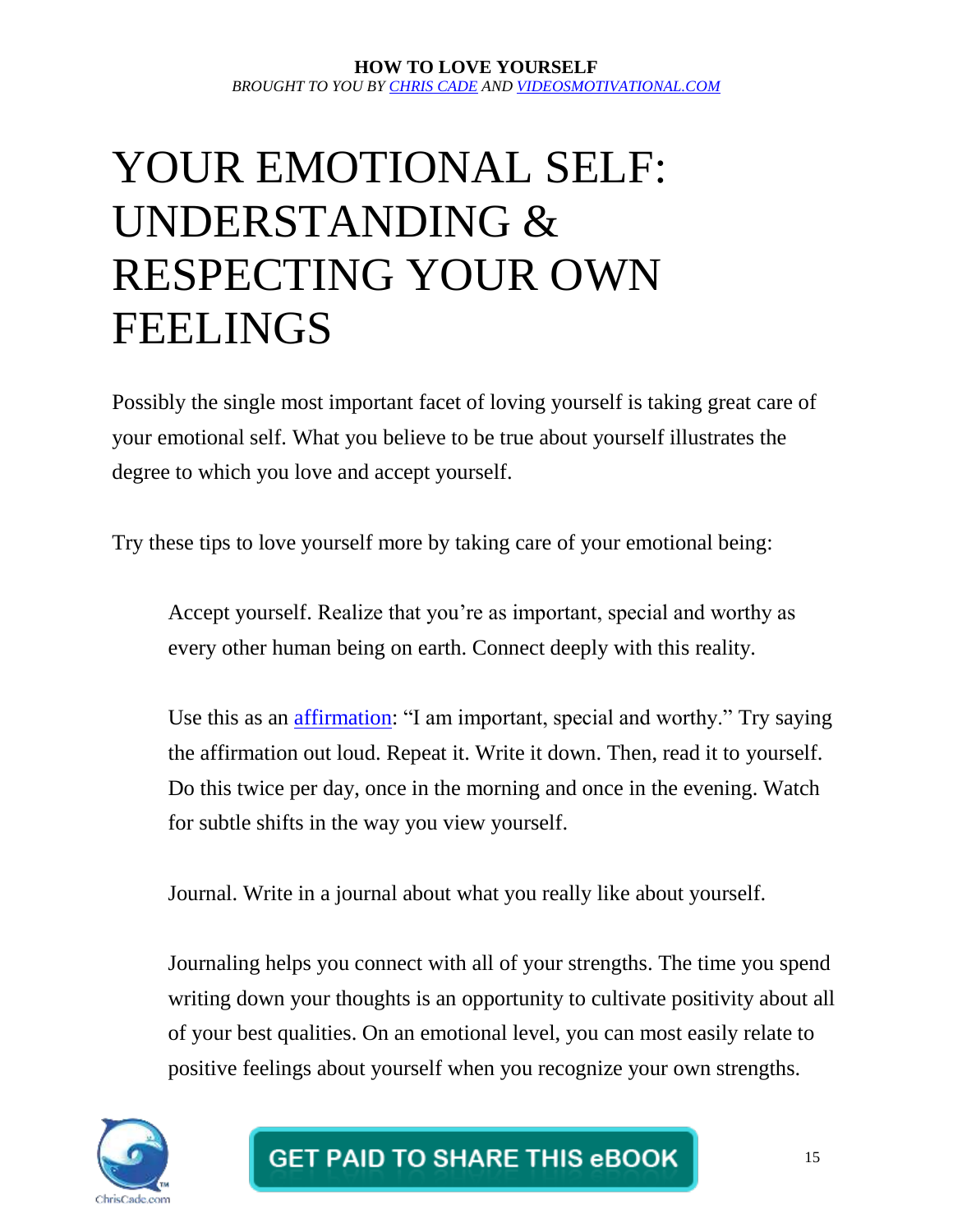# YOUR EMOTIONAL SELF: UNDERSTANDING & RESPECTING YOUR OWN FEELINGS

Possibly the single most important facet of loving yourself is taking great care of your emotional self. What you believe to be true about yourself illustrates the degree to which you love and accept yourself.

Try these tips to love yourself more by taking care of your emotional being:

Accept yourself. Realize that you're as important, special and worthy as every other human being on earth. Connect deeply with this reality.

Use this as an affirmation: "I am important, special and worthy." Try saying the affirmation out loud. Repeat it. Write it down. Then, read it to yourself. Do this twice per day, once in the morning and once in the evening. Watch for subtle shifts in the way you view yourself.

Journal. Write in a journal about what you really like about yourself.

Journaling helps you connect with all of your strengths. The time you spend writing down your thoughts is an opportunity to cultivate positivity about all of your best qualities. On an emotional level, you can most easily relate to positive feelings about yourself when you recognize your own strengths.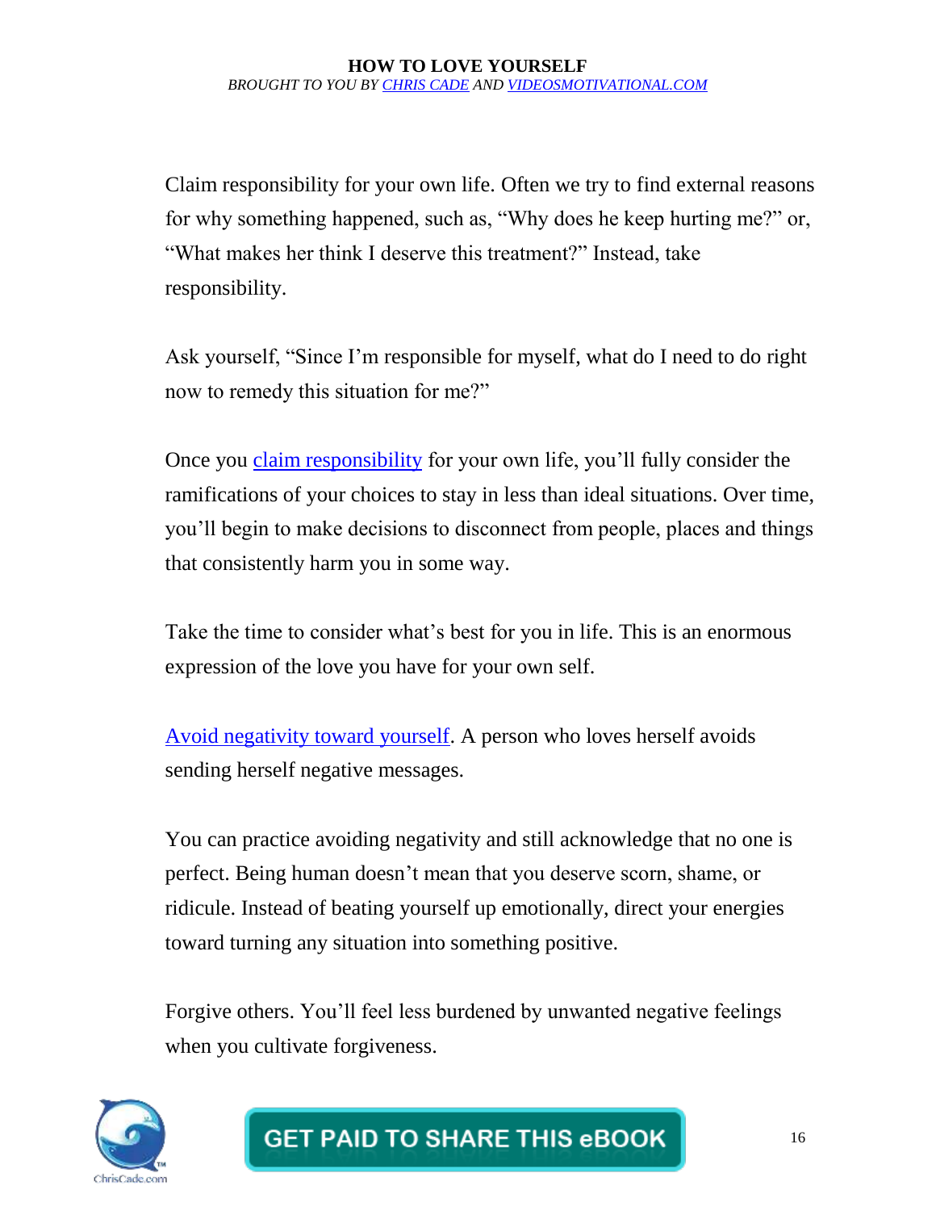Claim responsibility for your own life. Often we try to find external reasons for why something happened, such as, "Why does he keep hurting me?" or, "What makes her think I deserve this treatment?" Instead, take responsibility.

Ask yourself, "Since I'm responsible for myself, what do I need to do right now to remedy this situation for me?"

Once you claim responsibility for your own life, you'll fully consider the ramifications of your choices to stay in less than ideal situations. Over time, you'll begin to make decisions to disconnect from people, places and things that consistently harm you in some way.

Take the time to consider what's best for you in life. This is an enormous expression of the love you have for your own self.

Avoid negativity toward yourself. A person who loves herself avoids sending herself negative messages.

You can practice avoiding negativity and still acknowledge that no one is perfect. Being human doesn't mean that you deserve scorn, shame, or ridicule. Instead of beating yourself up emotionally, direct your energies toward turning any situation into something positive.

Forgive others. You'll feel less burdened by unwanted negative feelings when you cultivate forgiveness.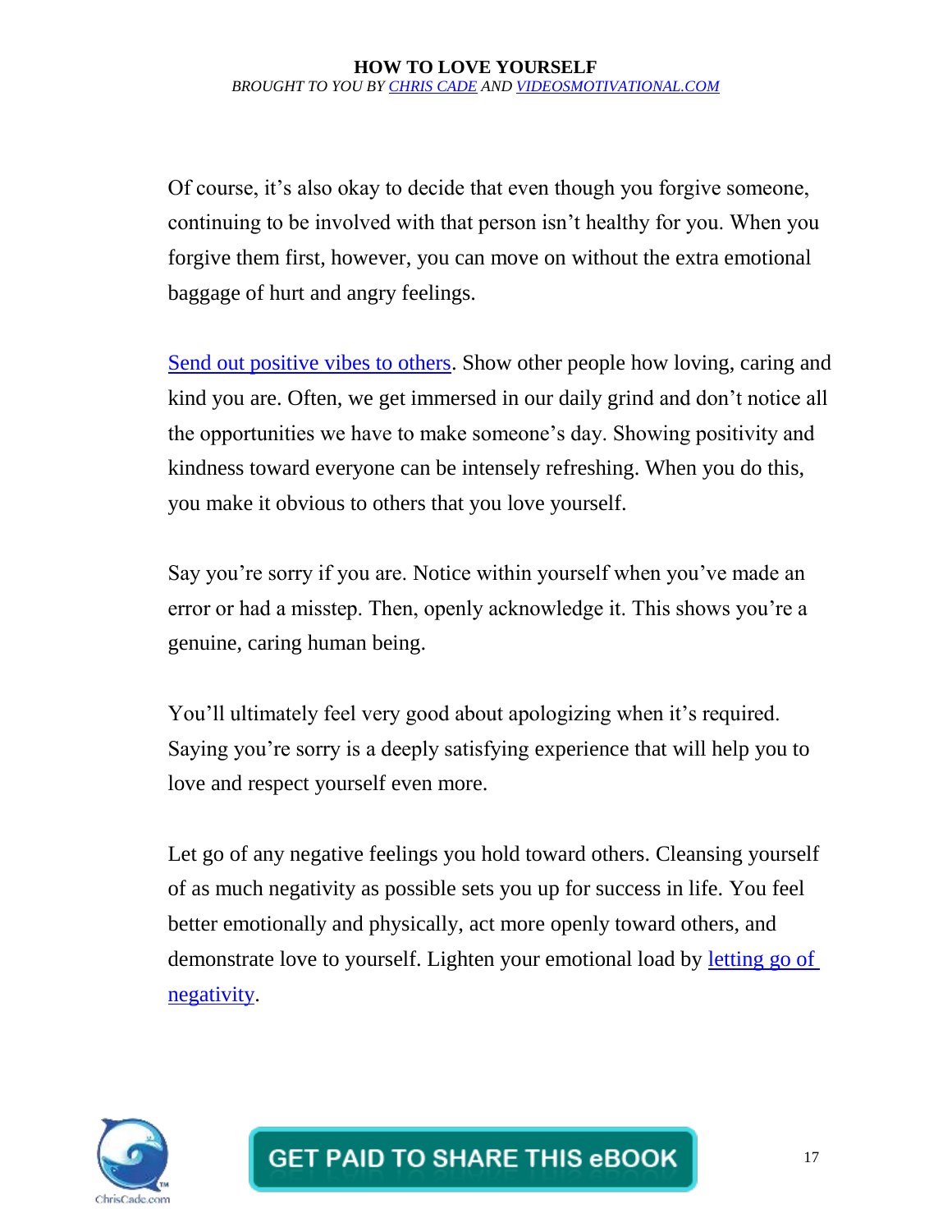Of course, it's also okay to decide that even though you forgive someone, continuing to be involved with that person isn't healthy for you. When you forgive them first, however, you can move on without the extra emotional baggage of hurt and angry feelings.

Send out positive vibes to others. Show other people how loving, caring and kind you are. Often, we get immersed in our daily grind and don't notice all the opportunities we have to make someone's day. Showing positivity and kindness toward everyone can be intensely refreshing. When you do this, you make it obvious to others that you love yourself.

Say you're sorry if you are. Notice within yourself when you've made an error or had a misstep. Then, openly acknowledge it. This shows you're a genuine, caring human being.

You'll ultimately feel very good about apologizing when it's required. Saying you're sorry is a deeply satisfying experience that will help you to love and respect yourself even more.

Let go of any negative feelings you hold toward others. Cleansing yourself of as much negativity as possible sets you up for success in life. You feel better emotionally and physically, act more openly toward others, and demonstrate love to yourself. Lighten your emotional load by letting go of negativity.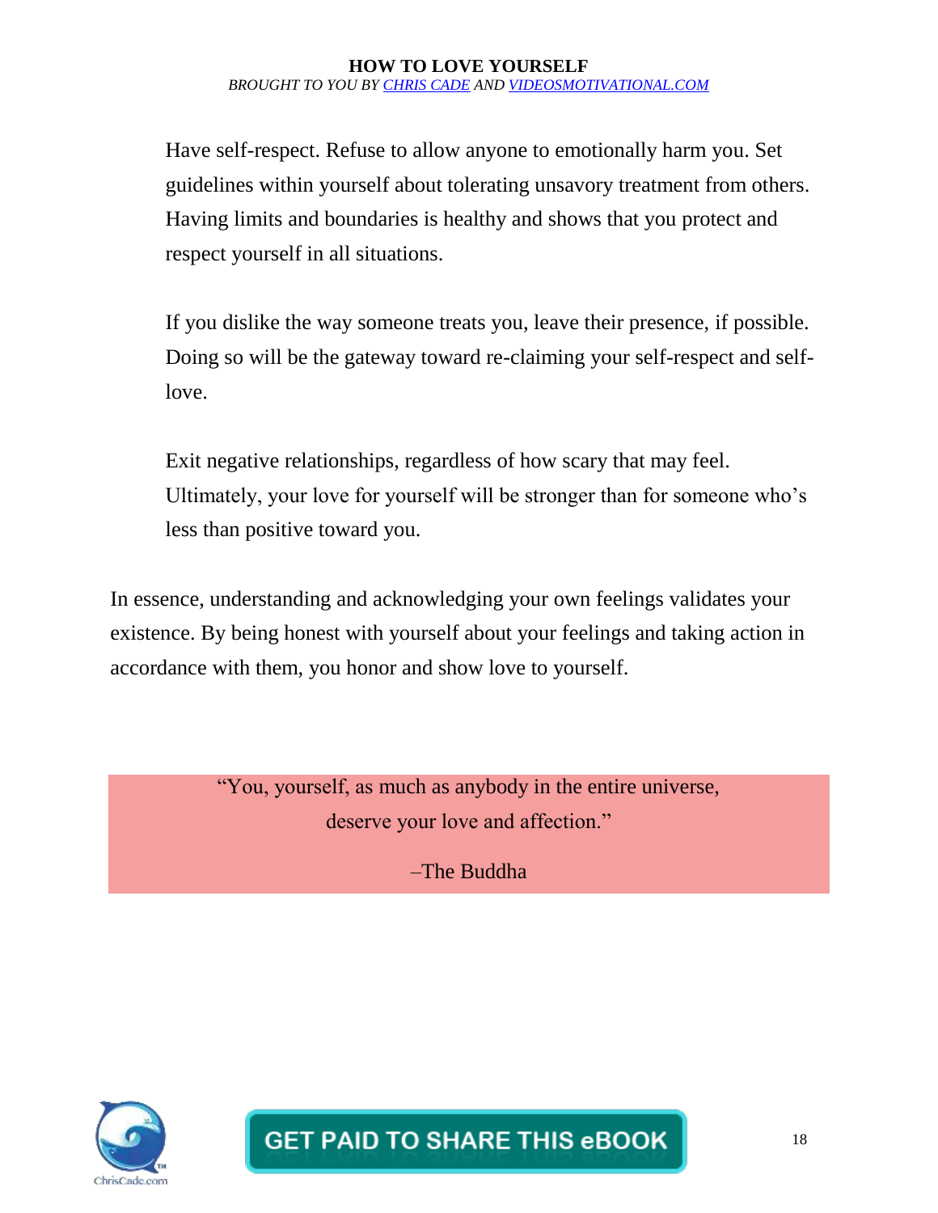Have self-respect. Refuse to allow anyone to emotionally harm you. Set guidelines within yourself about tolerating unsavory treatment from others. Having limits and boundaries is healthy and shows that you protect and respect yourself in all situations.

If you dislike the way someone treats you, leave their presence, if possible. Doing so will be the gateway toward re-claiming your self-respect and self-love.

Exit negative relationships, regardless of how scary that may feel. Ultimately, your love for yourself will be stronger than for someone who's less than positive toward you.

In essence, understanding and acknowledging your own feelings validates your existence. By being honest with yourself about your feelings and taking action in accordance with them, you honor and show love to yourself.

> "You, yourself, as much as anybody in the entire universe, deserve your love and affection."
>
> –The Buddha

GET PAID TO SHARE THIS eBOOK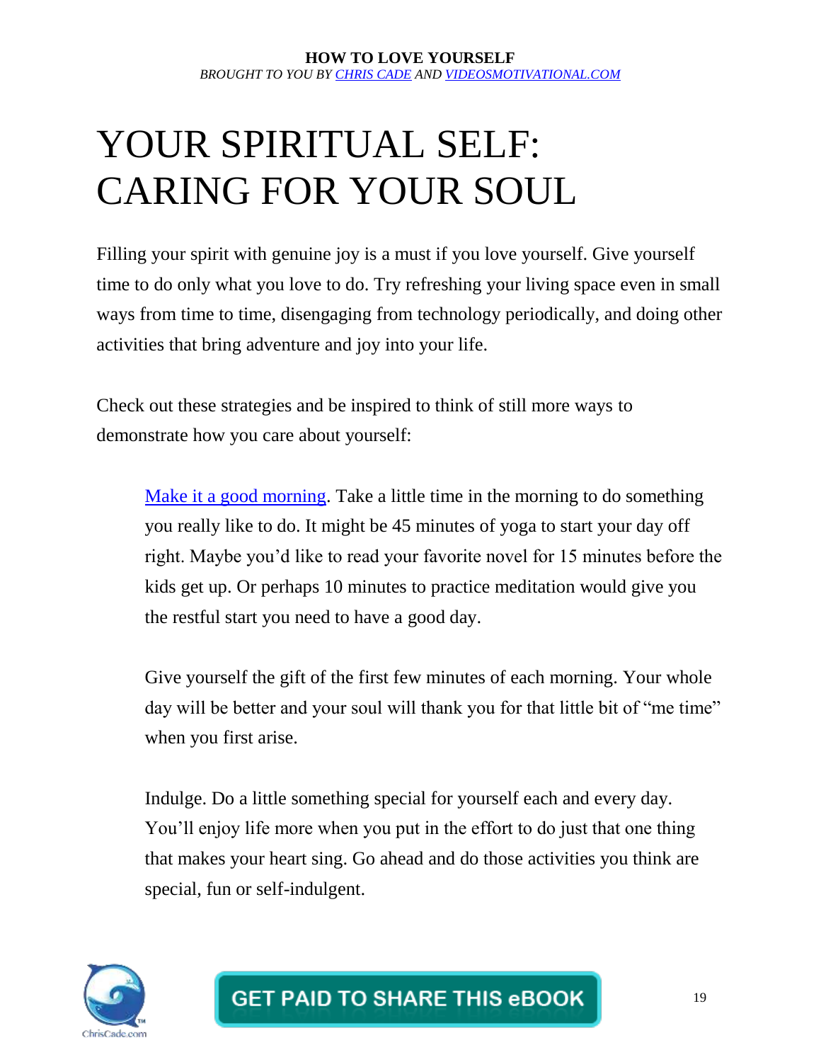# YOUR SPIRITUAL SELF: CARING FOR YOUR SOUL

Filling your spirit with genuine joy is a must if you love yourself. Give yourself time to do only what you love to do. Try refreshing your living space even in small ways from time to time, disengaging from technology periodically, and doing other activities that bring adventure and joy into your life.

Check out these strategies and be inspired to think of still more ways to demonstrate how you care about yourself:

> Make it a good morning. Take a little time in the morning to do something you really like to do. It might be 45 minutes of yoga to start your day off right. Maybe you'd like to read your favorite novel for 15 minutes before the kids get up. Or perhaps 10 minutes to practice meditation would give you the restful start you need to have a good day.
>
> Give yourself the gift of the first few minutes of each morning. Your whole day will be better and your soul will thank you for that little bit of "me time" when you first arise.
>
> Indulge. Do a little something special for yourself each and every day. You'll enjoy life more when you put in the effort to do just that one thing that makes your heart sing. Go ahead and do those activities you think are special, fun or self-indulgent.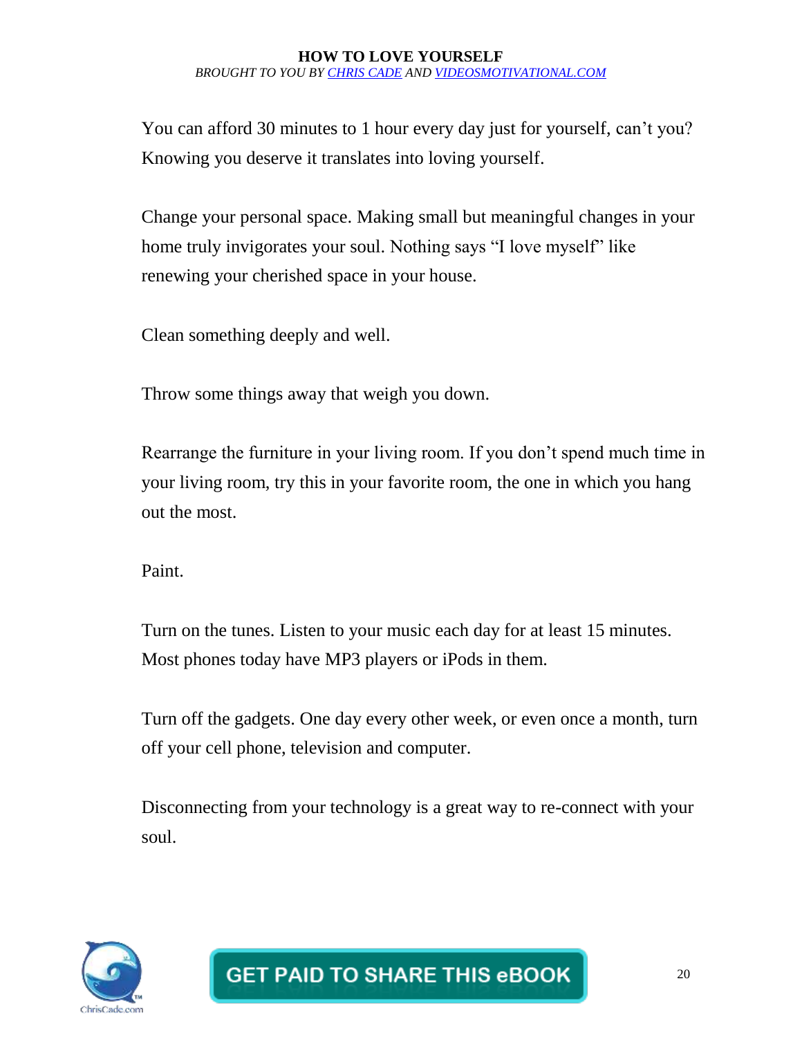You can afford 30 minutes to 1 hour every day just for yourself, can't you? Knowing you deserve it translates into loving yourself.

Change your personal space. Making small but meaningful changes in your home truly invigorates your soul. Nothing says "I love myself" like renewing your cherished space in your house.

Clean something deeply and well.

Throw some things away that weigh you down.

Rearrange the furniture in your living room. If you don't spend much time in your living room, try this in your favorite room, the one in which you hang out the most.

Paint.

Turn on the tunes. Listen to your music each day for at least 15 minutes. Most phones today have MP3 players or iPods in them.

Turn off the gadgets. One day every other week, or even once a month, turn off your cell phone, television and computer.

Disconnecting from your technology is a great way to re-connect with your soul.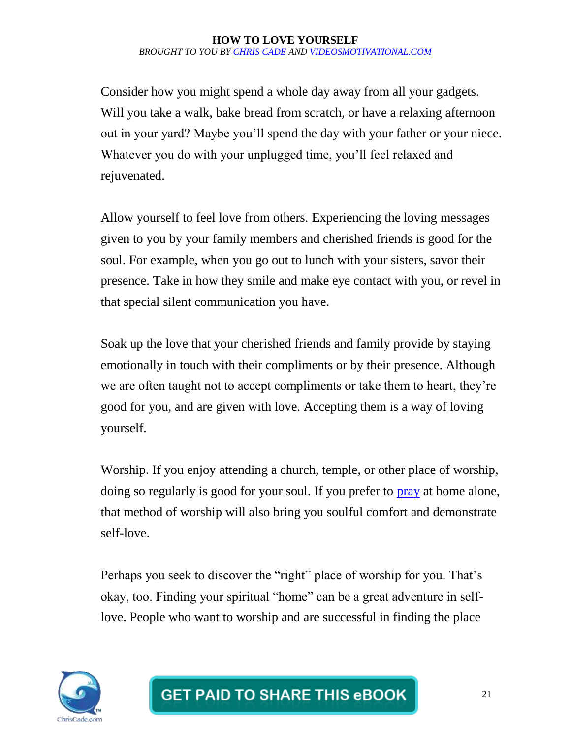Consider how you might spend a whole day away from all your gadgets. Will you take a walk, bake bread from scratch, or have a relaxing afternoon out in your yard? Maybe you'll spend the day with your father or your niece. Whatever you do with your unplugged time, you'll feel relaxed and rejuvenated.

Allow yourself to feel love from others. Experiencing the loving messages given to you by your family members and cherished friends is good for the soul. For example, when you go out to lunch with your sisters, savor their presence. Take in how they smile and make eye contact with you, or revel in that special silent communication you have.

Soak up the love that your cherished friends and family provide by staying emotionally in touch with their compliments or by their presence. Although we are often taught not to accept compliments or take them to heart, they're good for you, and are given with love. Accepting them is a way of loving yourself.

Worship. If you enjoy attending a church, temple, or other place of worship, doing so regularly is good for your soul. If you prefer to pray at home alone, that method of worship will also bring you soulful comfort and demonstrate self-love.

Perhaps you seek to discover the "right" place of worship for you. That's okay, too. Finding your spiritual "home" can be a great adventure in self-love. People who want to worship and are successful in finding the place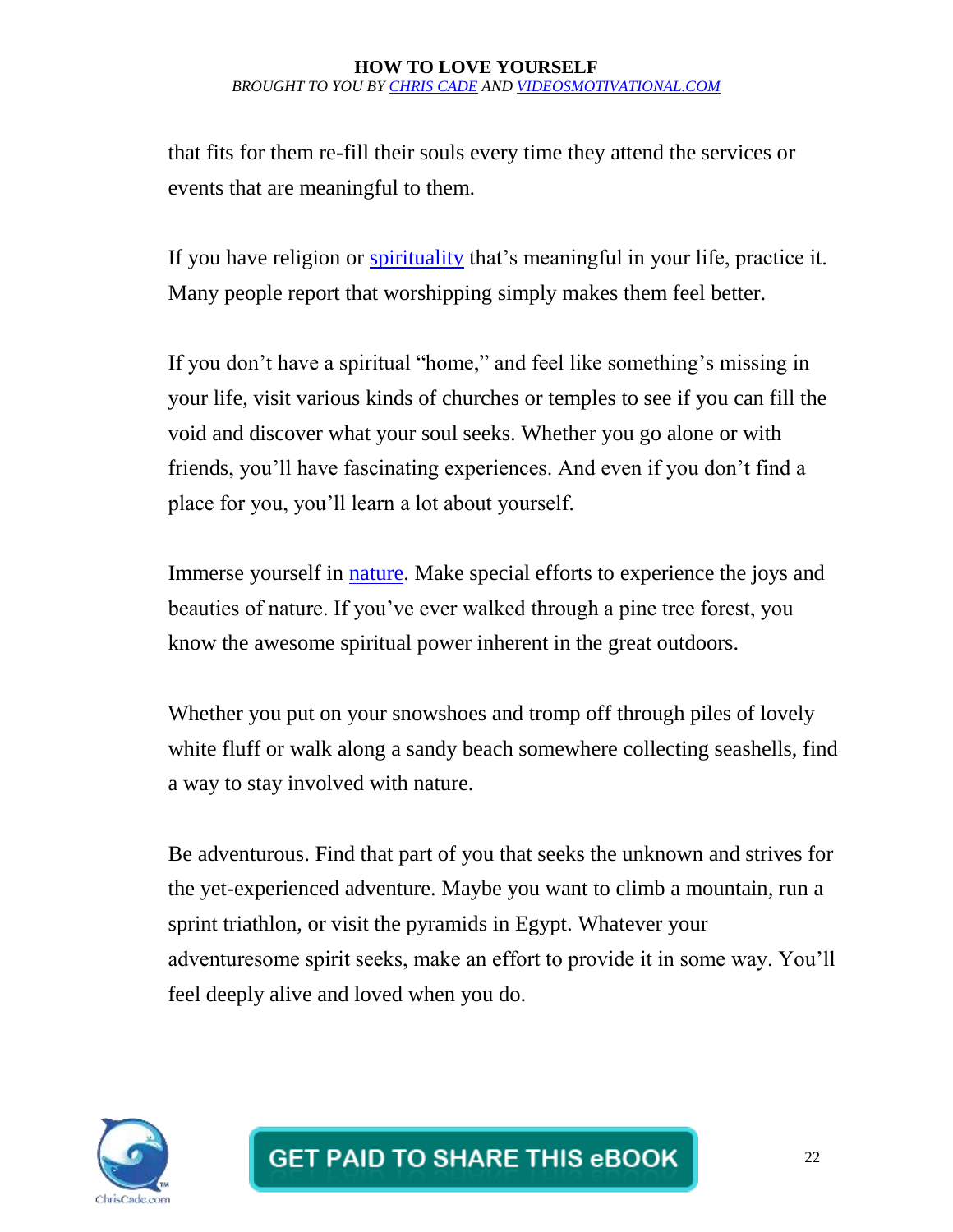that fits for them re-fill their souls every time they attend the services or events that are meaningful to them.

If you have religion or spirituality that's meaningful in your life, practice it. Many people report that worshipping simply makes them feel better.

If you don't have a spiritual "home," and feel like something's missing in your life, visit various kinds of churches or temples to see if you can fill the void and discover what your soul seeks. Whether you go alone or with friends, you'll have fascinating experiences. And even if you don't find a place for you, you'll learn a lot about yourself.

Immerse yourself in nature. Make special efforts to experience the joys and beauties of nature. If you've ever walked through a pine tree forest, you know the awesome spiritual power inherent in the great outdoors.

Whether you put on your snowshoes and tromp off through piles of lovely white fluff or walk along a sandy beach somewhere collecting seashells, find a way to stay involved with nature.

Be adventurous. Find that part of you that seeks the unknown and strives for the yet-experienced adventure. Maybe you want to climb a mountain, run a sprint triathlon, or visit the pyramids in Egypt. Whatever your adventuresome spirit seeks, make an effort to provide it in some way. You'll feel deeply alive and loved when you do.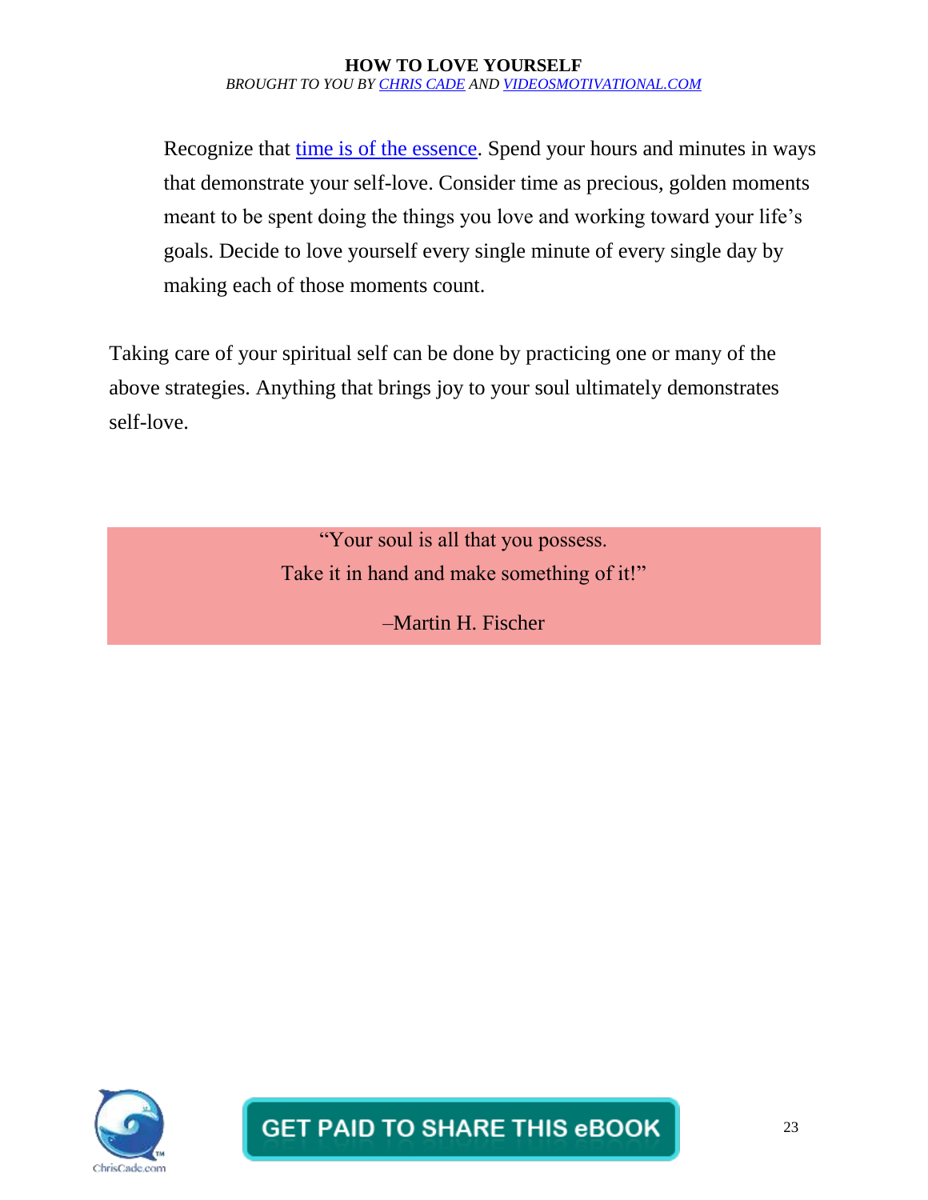Recognize that time is of the essence. Spend your hours and minutes in ways that demonstrate your self-love. Consider time as precious, golden moments meant to be spent doing the things you love and working toward your life's goals. Decide to love yourself every single minute of every single day by making each of those moments count.

Taking care of your spiritual self can be done by practicing one or many of the above strategies. Anything that brings joy to your soul ultimately demonstrates self-love.

> "Your soul is all that you possess.
> Take it in hand and make something of it!"
>
> –Martin H. Fischer

GET PAID TO SHARE THIS eBOOK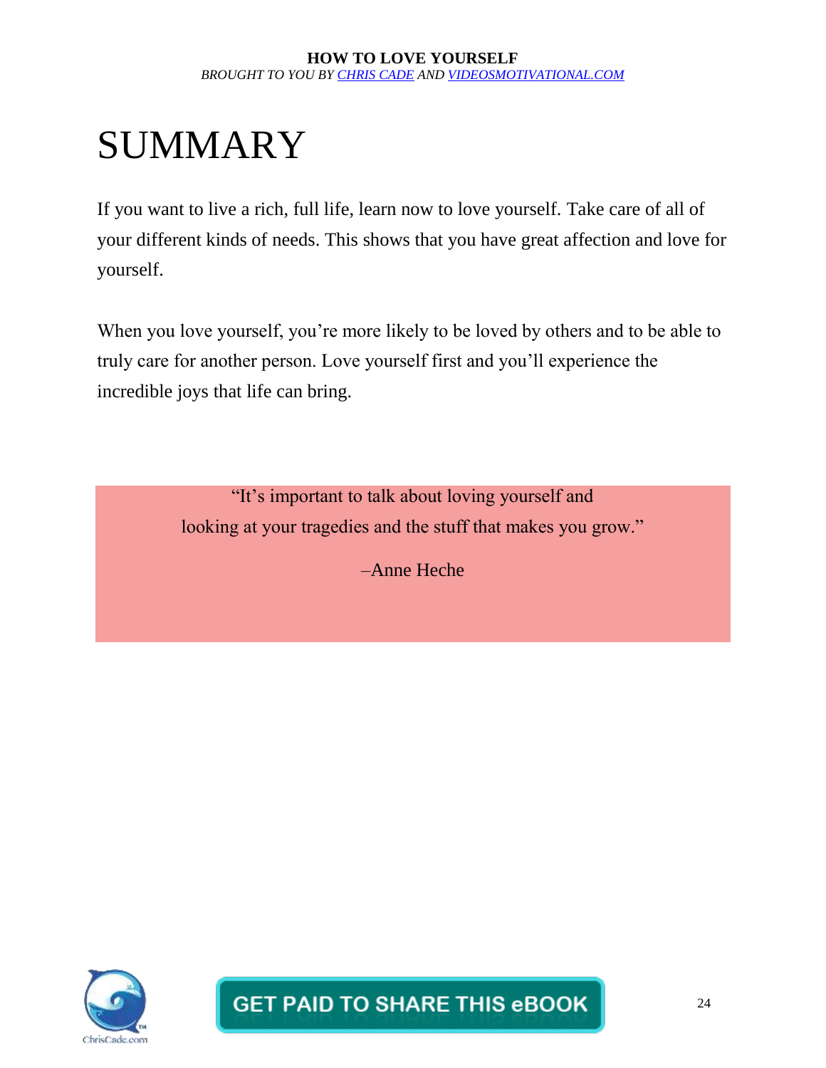# SUMMARY

If you want to live a rich, full life, learn now to love yourself. Take care of all of your different kinds of needs. This shows that you have great affection and love for yourself.

When you love yourself, you're more likely to be loved by others and to be able to truly care for another person. Love yourself first and you'll experience the incredible joys that life can bring.

> "It's important to talk about loving yourself and looking at your tragedies and the stuff that makes you grow."
>
> –Anne Heche

GET PAID TO SHARE THIS eBOOK